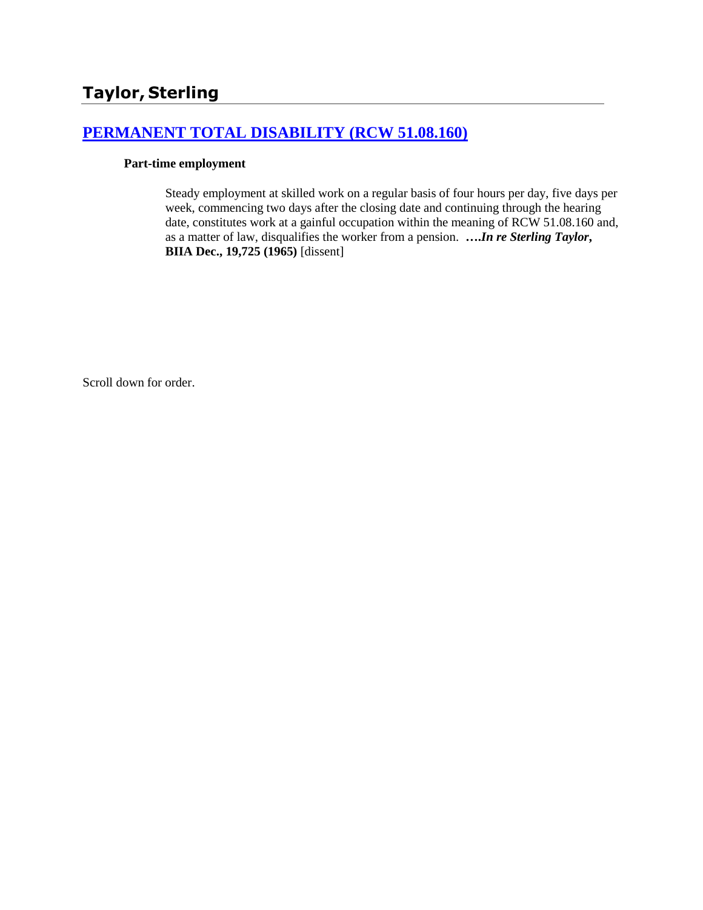# Taylor, Sterling

## [PERMANENT TOTAL DISABILITY (RCW 51.08.160)]

**Part-time employment**

Steady employment at skilled work on a regular basis of four hours per day, five days per week, commencing two days after the closing date and continuing through the hearing date, constitutes work at a gainful occupation within the meaning of RCW 51.08.160 and, as a matter of law, disqualifies the worker from a pension. ***….In re Sterling Taylor*, BIIA Dec., 19,725 (1965)** [dissent]

Scroll down for order.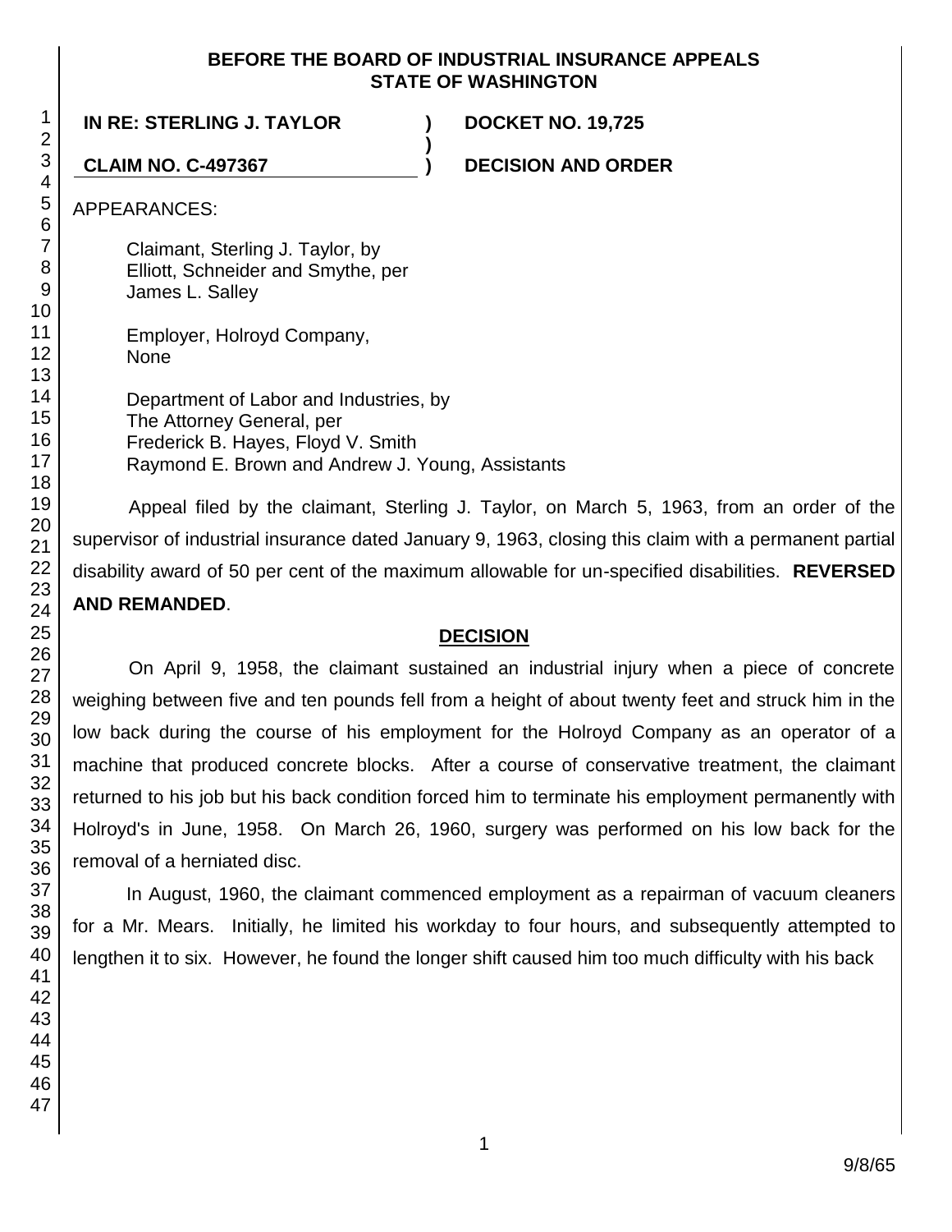**BEFORE THE BOARD OF INDUSTRIAL INSURANCE APPEALS**
**STATE OF WASHINGTON**

| | | |
|---|---|---|
| **IN RE: STERLING J. TAYLOR** | **)** | **DOCKET NO. 19,725** |
| | **)** | |
| **CLAIM NO. C-497367** | **)** | **DECISION AND ORDER** |

APPEARANCES:

Claimant, Sterling J. Taylor, by
Elliott, Schneider and Smythe, per
James L. Salley

Employer, Holroyd Company,
None

Department of Labor and Industries, by
The Attorney General, per
Frederick B. Hayes, Floyd V. Smith
Raymond E. Brown and Andrew J. Young, Assistants

Appeal filed by the claimant, Sterling J. Taylor, on March 5, 1963, from an order of the supervisor of industrial insurance dated January 9, 1963, closing this claim with a permanent partial disability award of 50 per cent of the maximum allowable for un-specified disabilities. **REVERSED AND REMANDED**.

## DECISION

On April 9, 1958, the claimant sustained an industrial injury when a piece of concrete weighing between five and ten pounds fell from a height of about twenty feet and struck him in the low back during the course of his employment for the Holroyd Company as an operator of a machine that produced concrete blocks. After a course of conservative treatment, the claimant returned to his job but his back condition forced him to terminate his employment permanently with Holroyd's in June, 1958. On March 26, 1960, surgery was performed on his low back for the removal of a herniated disc.

In August, 1960, the claimant commenced employment as a repairman of vacuum cleaners for a Mr. Mears. Initially, he limited his workday to four hours, and subsequently attempted to lengthen it to six. However, he found the longer shift caused him too much difficulty with his back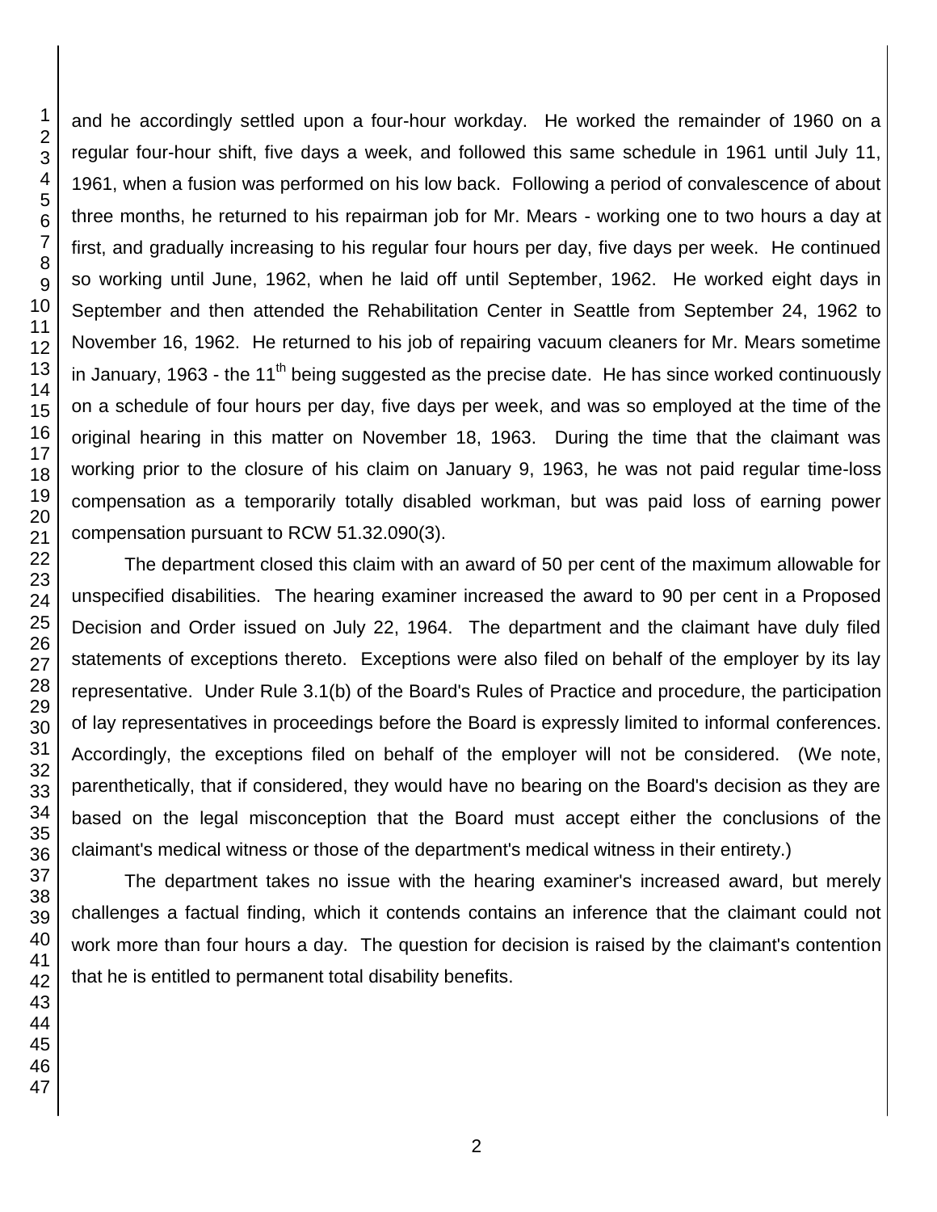and he accordingly settled upon a four-hour workday. He worked the remainder of 1960 on a regular four-hour shift, five days a week, and followed this same schedule in 1961 until July 11, 1961, when a fusion was performed on his low back. Following a period of convalescence of about three months, he returned to his repairman job for Mr. Mears - working one to two hours a day at first, and gradually increasing to his regular four hours per day, five days per week. He continued so working until June, 1962, when he laid off until September, 1962. He worked eight days in September and then attended the Rehabilitation Center in Seattle from September 24, 1962 to November 16, 1962. He returned to his job of repairing vacuum cleaners for Mr. Mears sometime in January, 1963 - the 11th being suggested as the precise date. He has since worked continuously on a schedule of four hours per day, five days per week, and was so employed at the time of the original hearing in this matter on November 18, 1963. During the time that the claimant was working prior to the closure of his claim on January 9, 1963, he was not paid regular time-loss compensation as a temporarily totally disabled workman, but was paid loss of earning power compensation pursuant to RCW 51.32.090(3).

The department closed this claim with an award of 50 per cent of the maximum allowable for unspecified disabilities. The hearing examiner increased the award to 90 per cent in a Proposed Decision and Order issued on July 22, 1964. The department and the claimant have duly filed statements of exceptions thereto. Exceptions were also filed on behalf of the employer by its lay representative. Under Rule 3.1(b) of the Board's Rules of Practice and procedure, the participation of lay representatives in proceedings before the Board is expressly limited to informal conferences. Accordingly, the exceptions filed on behalf of the employer will not be considered. (We note, parenthetically, that if considered, they would have no bearing on the Board's decision as they are based on the legal misconception that the Board must accept either the conclusions of the claimant's medical witness or those of the department's medical witness in their entirety.)

The department takes no issue with the hearing examiner's increased award, but merely challenges a factual finding, which it contends contains an inference that the claimant could not work more than four hours a day. The question for decision is raised by the claimant's contention that he is entitled to permanent total disability benefits.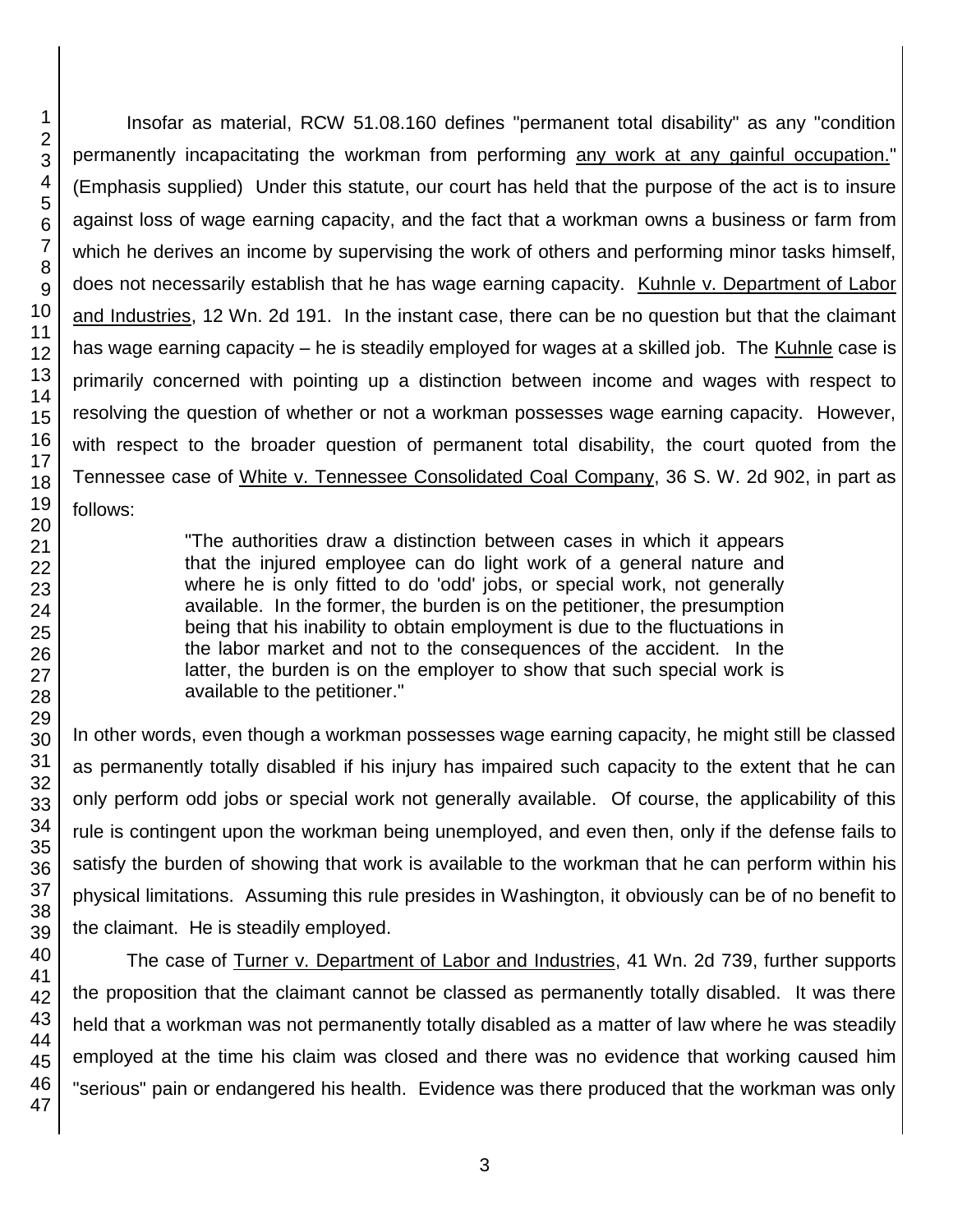Insofar as material, RCW 51.08.160 defines "permanent total disability" as any "condition permanently incapacitating the workman from performing any work at any gainful occupation." (Emphasis supplied) Under this statute, our court has held that the purpose of the act is to insure against loss of wage earning capacity, and the fact that a workman owns a business or farm from which he derives an income by supervising the work of others and performing minor tasks himself, does not necessarily establish that he has wage earning capacity. Kuhnle v. Department of Labor and Industries, 12 Wn. 2d 191. In the instant case, there can be no question but that the claimant has wage earning capacity – he is steadily employed for wages at a skilled job. The Kuhnle case is primarily concerned with pointing up a distinction between income and wages with respect to resolving the question of whether or not a workman possesses wage earning capacity. However, with respect to the broader question of permanent total disability, the court quoted from the Tennessee case of White v. Tennessee Consolidated Coal Company, 36 S. W. 2d 902, in part as follows:

> "The authorities draw a distinction between cases in which it appears that the injured employee can do light work of a general nature and where he is only fitted to do 'odd' jobs, or special work, not generally available. In the former, the burden is on the petitioner, the presumption being that his inability to obtain employment is due to the fluctuations in the labor market and not to the consequences of the accident. In the latter, the burden is on the employer to show that such special work is available to the petitioner."

In other words, even though a workman possesses wage earning capacity, he might still be classed as permanently totally disabled if his injury has impaired such capacity to the extent that he can only perform odd jobs or special work not generally available. Of course, the applicability of this rule is contingent upon the workman being unemployed, and even then, only if the defense fails to satisfy the burden of showing that work is available to the workman that he can perform within his physical limitations. Assuming this rule presides in Washington, it obviously can be of no benefit to the claimant. He is steadily employed.

The case of Turner v. Department of Labor and Industries, 41 Wn. 2d 739, further supports the proposition that the claimant cannot be classed as permanently totally disabled. It was there held that a workman was not permanently totally disabled as a matter of law where he was steadily employed at the time his claim was closed and there was no evidence that working caused him "serious" pain or endangered his health. Evidence was there produced that the workman was only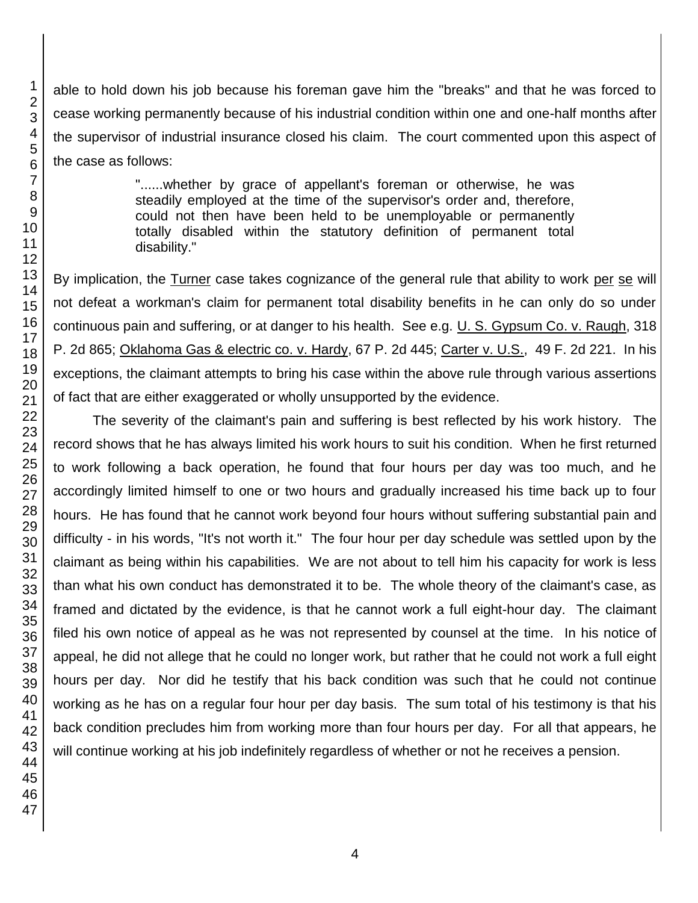able to hold down his job because his foreman gave him the "breaks" and that he was forced to cease working permanently because of his industrial condition within one and one-half months after the supervisor of industrial insurance closed his claim. The court commented upon this aspect of the case as follows:

> "......whether by grace of appellant's foreman or otherwise, he was steadily employed at the time of the supervisor's order and, therefore, could not then have been held to be unemployable or permanently totally disabled within the statutory definition of permanent total disability."

By implication, the Turner case takes cognizance of the general rule that ability to work per se will not defeat a workman's claim for permanent total disability benefits in he can only do so under continuous pain and suffering, or at danger to his health. See e.g. U. S. Gypsum Co. v. Raugh, 318 P. 2d 865; Oklahoma Gas & electric co. v. Hardy, 67 P. 2d 445; Carter v. U.S., 49 F. 2d 221. In his exceptions, the claimant attempts to bring his case within the above rule through various assertions of fact that are either exaggerated or wholly unsupported by the evidence.

The severity of the claimant's pain and suffering is best reflected by his work history. The record shows that he has always limited his work hours to suit his condition. When he first returned to work following a back operation, he found that four hours per day was too much, and he accordingly limited himself to one or two hours and gradually increased his time back up to four hours. He has found that he cannot work beyond four hours without suffering substantial pain and difficulty - in his words, "It's not worth it." The four hour per day schedule was settled upon by the claimant as being within his capabilities. We are not about to tell him his capacity for work is less than what his own conduct has demonstrated it to be. The whole theory of the claimant's case, as framed and dictated by the evidence, is that he cannot work a full eight-hour day. The claimant filed his own notice of appeal as he was not represented by counsel at the time. In his notice of appeal, he did not allege that he could no longer work, but rather that he could not work a full eight hours per day. Nor did he testify that his back condition was such that he could not continue working as he has on a regular four hour per day basis. The sum total of his testimony is that his back condition precludes him from working more than four hours per day. For all that appears, he will continue working at his job indefinitely regardless of whether or not he receives a pension.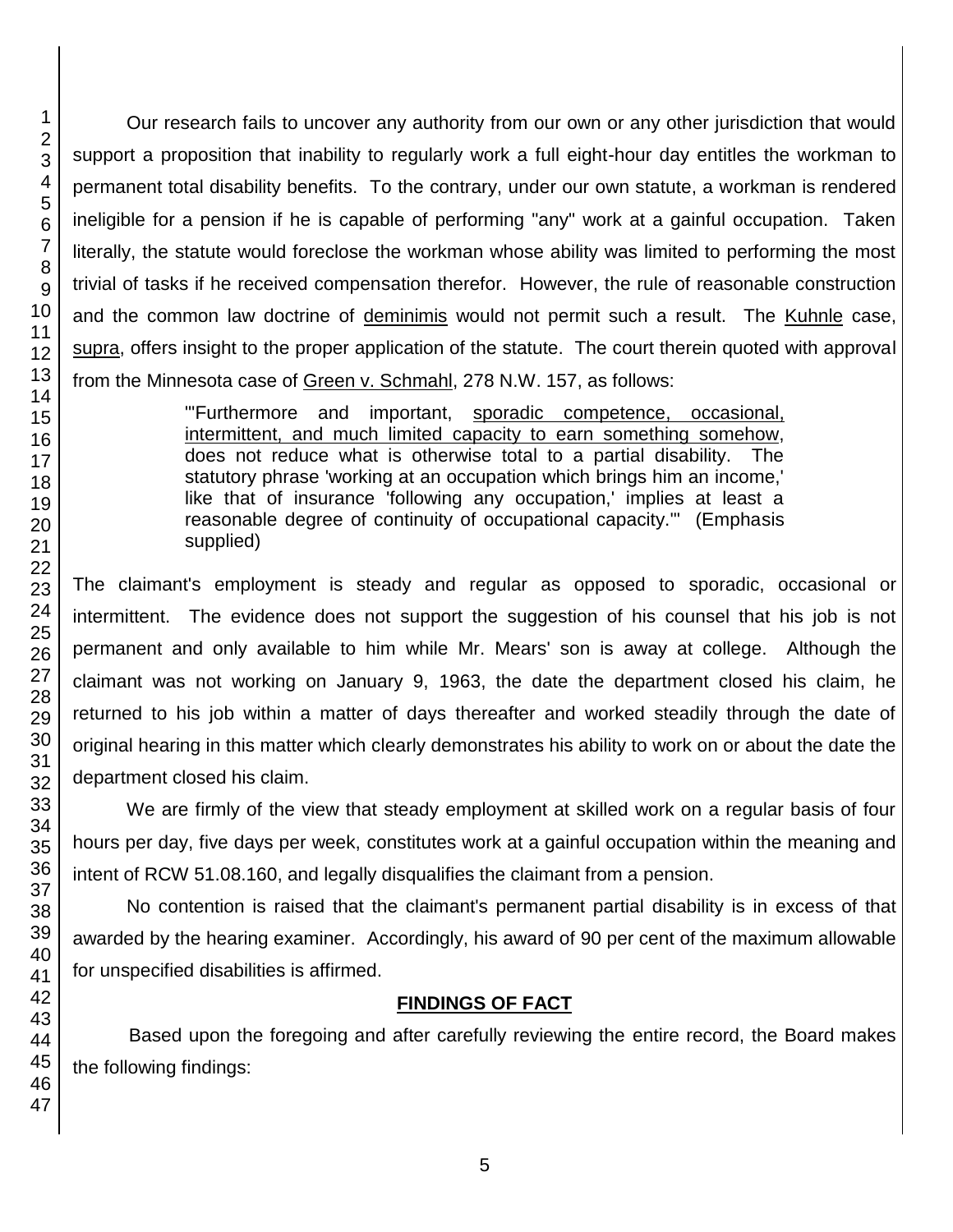Our research fails to uncover any authority from our own or any other jurisdiction that would support a proposition that inability to regularly work a full eight-hour day entitles the workman to permanent total disability benefits. To the contrary, under our own statute, a workman is rendered ineligible for a pension if he is capable of performing "any" work at a gainful occupation. Taken literally, the statute would foreclose the workman whose ability was limited to performing the most trivial of tasks if he received compensation therefor. However, the rule of reasonable construction and the common law doctrine of deminimis would not permit such a result. The Kuhnle case, supra, offers insight to the proper application of the statute. The court therein quoted with approval from the Minnesota case of Green v. Schmahl, 278 N.W. 157, as follows:

> "'Furthermore and important, sporadic competence, occasional, intermittent, and much limited capacity to earn something somehow, does not reduce what is otherwise total to a partial disability. The statutory phrase 'working at an occupation which brings him an income,' like that of insurance 'following any occupation,' implies at least a reasonable degree of continuity of occupational capacity.'" (Emphasis supplied)

The claimant's employment is steady and regular as opposed to sporadic, occasional or intermittent. The evidence does not support the suggestion of his counsel that his job is not permanent and only available to him while Mr. Mears' son is away at college. Although the claimant was not working on January 9, 1963, the date the department closed his claim, he returned to his job within a matter of days thereafter and worked steadily through the date of original hearing in this matter which clearly demonstrates his ability to work on or about the date the department closed his claim.

We are firmly of the view that steady employment at skilled work on a regular basis of four hours per day, five days per week, constitutes work at a gainful occupation within the meaning and intent of RCW 51.08.160, and legally disqualifies the claimant from a pension.

No contention is raised that the claimant's permanent partial disability is in excess of that awarded by the hearing examiner. Accordingly, his award of 90 per cent of the maximum allowable for unspecified disabilities is affirmed.

## FINDINGS OF FACT

Based upon the foregoing and after carefully reviewing the entire record, the Board makes the following findings: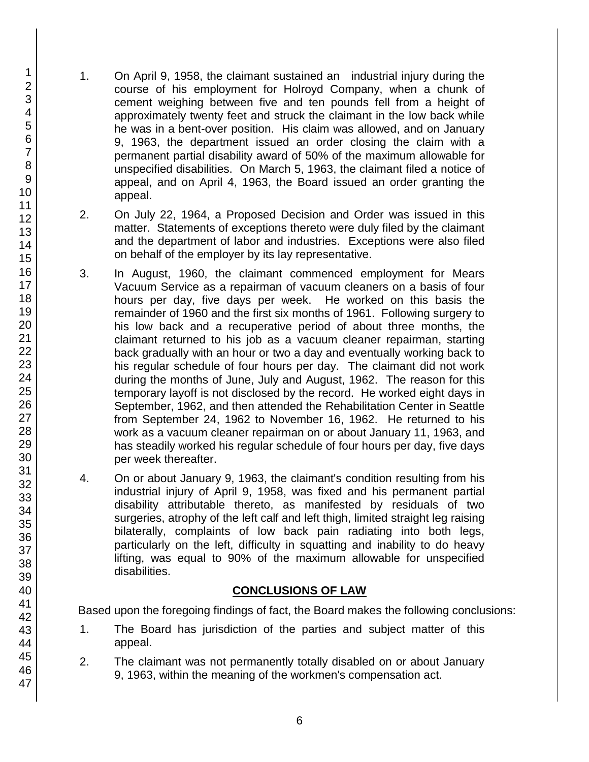1. On April 9, 1958, the claimant sustained an industrial injury during the course of his employment for Holroyd Company, when a chunk of cement weighing between five and ten pounds fell from a height of approximately twenty feet and struck the claimant in the low back while he was in a bent-over position. His claim was allowed, and on January 9, 1963, the department issued an order closing the claim with a permanent partial disability award of 50% of the maximum allowable for unspecified disabilities. On March 5, 1963, the claimant filed a notice of appeal, and on April 4, 1963, the Board issued an order granting the appeal.

2. On July 22, 1964, a Proposed Decision and Order was issued in this matter. Statements of exceptions thereto were duly filed by the claimant and the department of labor and industries. Exceptions were also filed on behalf of the employer by its lay representative.

3. In August, 1960, the claimant commenced employment for Mears Vacuum Service as a repairman of vacuum cleaners on a basis of four hours per day, five days per week. He worked on this basis the remainder of 1960 and the first six months of 1961. Following surgery to his low back and a recuperative period of about three months, the claimant returned to his job as a vacuum cleaner repairman, starting back gradually with an hour or two a day and eventually working back to his regular schedule of four hours per day. The claimant did not work during the months of June, July and August, 1962. The reason for this temporary layoff is not disclosed by the record. He worked eight days in September, 1962, and then attended the Rehabilitation Center in Seattle from September 24, 1962 to November 16, 1962. He returned to his work as a vacuum cleaner repairman on or about January 11, 1963, and has steadily worked his regular schedule of four hours per day, five days per week thereafter.

4. On or about January 9, 1963, the claimant's condition resulting from his industrial injury of April 9, 1958, was fixed and his permanent partial disability attributable thereto, as manifested by residuals of two surgeries, atrophy of the left calf and left thigh, limited straight leg raising bilaterally, complaints of low back pain radiating into both legs, particularly on the left, difficulty in squatting and inability to do heavy lifting, was equal to 90% of the maximum allowable for unspecified disabilities.

## CONCLUSIONS OF LAW

Based upon the foregoing findings of fact, the Board makes the following conclusions:

1. The Board has jurisdiction of the parties and subject matter of this appeal.

2. The claimant was not permanently totally disabled on or about January 9, 1963, within the meaning of the workmen's compensation act.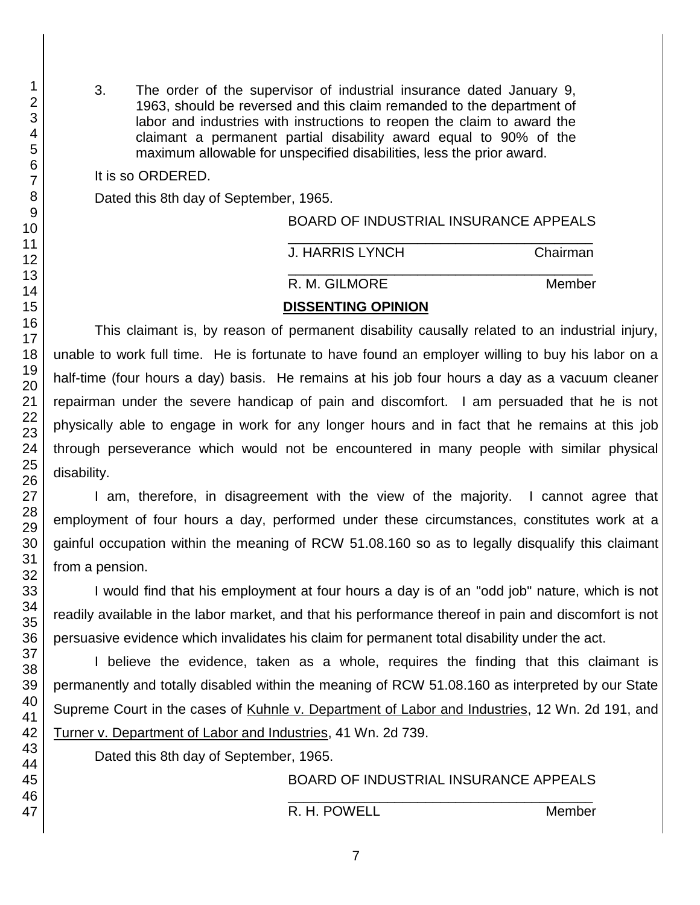3. The order of the supervisor of industrial insurance dated January 9, 1963, should be reversed and this claim remanded to the department of labor and industries with instructions to reopen the claim to award the claimant a permanent partial disability award equal to 90% of the maximum allowable for unspecified disabilities, less the prior award.

It is so ORDERED.

Dated this 8th day of September, 1965.

BOARD OF INDUSTRIAL INSURANCE APPEALS

J. HARRIS LYNCH Chairman

R. M. GILMORE Member

**DISSENTING OPINION**

This claimant is, by reason of permanent disability causally related to an industrial injury, unable to work full time. He is fortunate to have found an employer willing to buy his labor on a half-time (four hours a day) basis. He remains at his job four hours a day as a vacuum cleaner repairman under the severe handicap of pain and discomfort. I am persuaded that he is not physically able to engage in work for any longer hours and in fact that he remains at this job through perseverance which would not be encountered in many people with similar physical disability.

I am, therefore, in disagreement with the view of the majority. I cannot agree that employment of four hours a day, performed under these circumstances, constitutes work at a gainful occupation within the meaning of RCW 51.08.160 so as to legally disqualify this claimant from a pension.

I would find that his employment at four hours a day is of an "odd job" nature, which is not readily available in the labor market, and that his performance thereof in pain and discomfort is not persuasive evidence which invalidates his claim for permanent total disability under the act.

I believe the evidence, taken as a whole, requires the finding that this claimant is permanently and totally disabled within the meaning of RCW 51.08.160 as interpreted by our State Supreme Court in the cases of Kuhnle v. Department of Labor and Industries, 12 Wn. 2d 191, and Turner v. Department of Labor and Industries, 41 Wn. 2d 739.

Dated this 8th day of September, 1965.

BOARD OF INDUSTRIAL INSURANCE APPEALS

R. H. POWELL Member